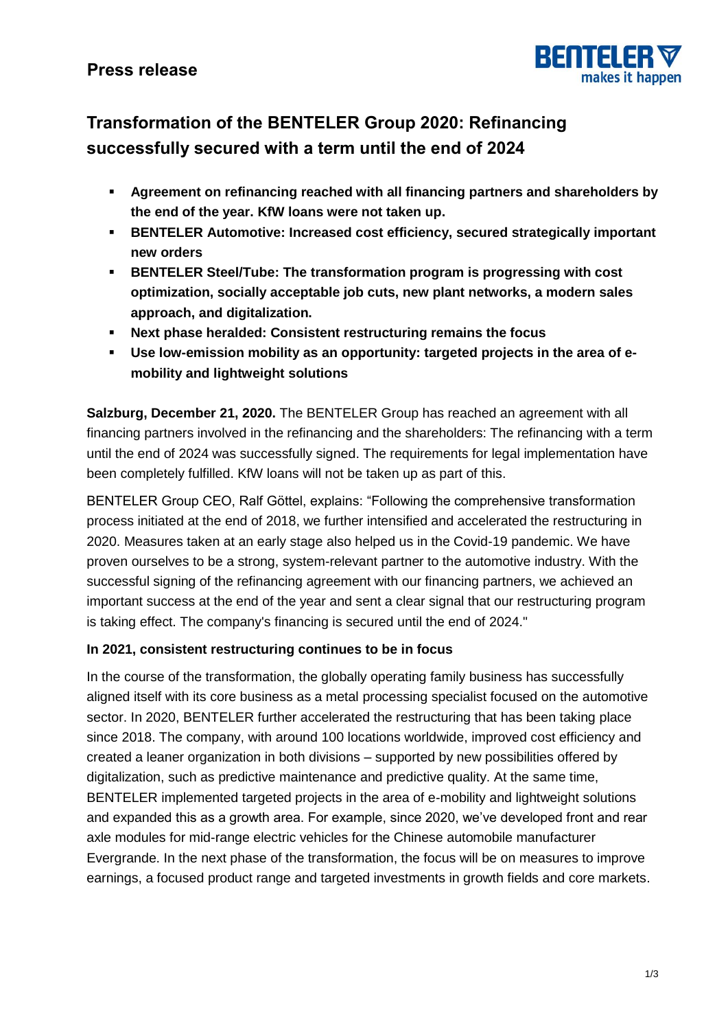**Press release**

# Transformation of the BENTELER Group 2020: Refinancing successfully secured with a term until the end of 2024

- **Agreement on refinancing reached with all financing partners and shareholders by the end of the year. KfW loans were not taken up.**
- **BENTELER Automotive: Increased cost efficiency, secured strategically important new orders**
- **BENTELER Steel/Tube: The transformation program is progressing with cost optimization, socially acceptable job cuts, new plant networks, a modern sales approach, and digitalization.**
- **Next phase heralded: Consistent restructuring remains the focus**
- **Use low-emission mobility as an opportunity: targeted projects in the area of e-mobility and lightweight solutions**

**Salzburg, December 21, 2020.** The BENTELER Group has reached an agreement with all financing partners involved in the refinancing and the shareholders: The refinancing with a term until the end of 2024 was successfully signed. The requirements for legal implementation have been completely fulfilled. KfW loans will not be taken up as part of this.

BENTELER Group CEO, Ralf Göttel, explains: "Following the comprehensive transformation process initiated at the end of 2018, we further intensified and accelerated the restructuring in 2020. Measures taken at an early stage also helped us in the Covid-19 pandemic. We have proven ourselves to be a strong, system-relevant partner to the automotive industry. With the successful signing of the refinancing agreement with our financing partners, we achieved an important success at the end of the year and sent a clear signal that our restructuring program is taking effect. The company's financing is secured until the end of 2024."

## In 2021, consistent restructuring continues to be in focus

In the course of the transformation, the globally operating family business has successfully aligned itself with its core business as a metal processing specialist focused on the automotive sector. In 2020, BENTELER further accelerated the restructuring that has been taking place since 2018. The company, with around 100 locations worldwide, improved cost efficiency and created a leaner organization in both divisions – supported by new possibilities offered by digitalization, such as predictive maintenance and predictive quality. At the same time, BENTELER implemented targeted projects in the area of e-mobility and lightweight solutions and expanded this as a growth area. For example, since 2020, we've developed front and rear axle modules for mid-range electric vehicles for the Chinese automobile manufacturer Evergrande. In the next phase of the transformation, the focus will be on measures to improve earnings, a focused product range and targeted investments in growth fields and core markets.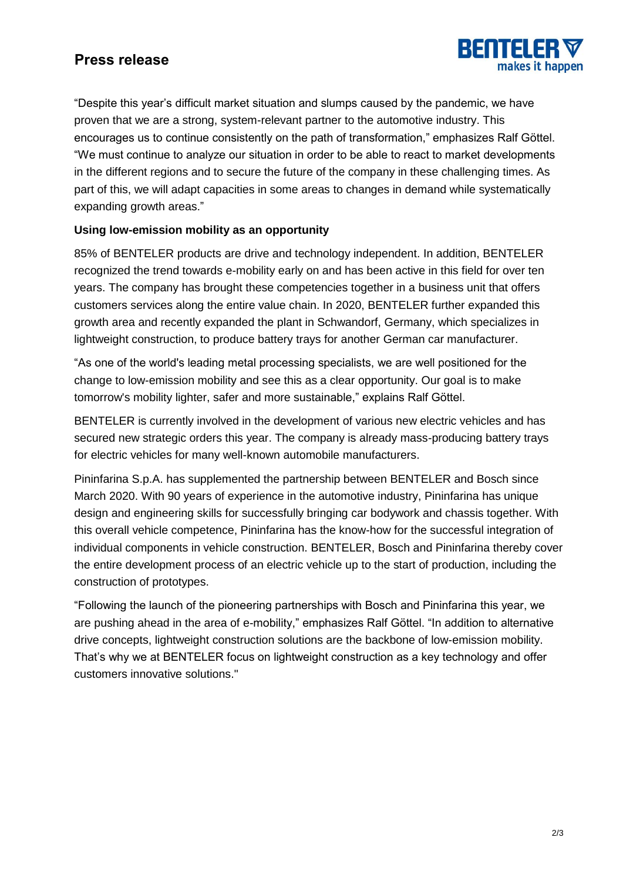“Despite this year’s difficult market situation and slumps caused by the pandemic, we have proven that we are a strong, system-relevant partner to the automotive industry. This encourages us to continue consistently on the path of transformation,” emphasizes Ralf Göttel. “We must continue to analyze our situation in order to be able to react to market developments in the different regions and to secure the future of the company in these challenging times. As part of this, we will adapt capacities in some areas to changes in demand while systematically expanding growth areas.”

**Using low-emission mobility as an opportunity**

85% of BENTELER products are drive and technology independent. In addition, BENTELER recognized the trend towards e-mobility early on and has been active in this field for over ten years. The company has brought these competencies together in a business unit that offers customers services along the entire value chain. In 2020, BENTELER further expanded this growth area and recently expanded the plant in Schwandorf, Germany, which specializes in lightweight construction, to produce battery trays for another German car manufacturer.

“As one of the world's leading metal processing specialists, we are well positioned for the change to low-emission mobility and see this as a clear opportunity. Our goal is to make tomorrow's mobility lighter, safer and more sustainable,” explains Ralf Göttel.

BENTELER is currently involved in the development of various new electric vehicles and has secured new strategic orders this year. The company is already mass-producing battery trays for electric vehicles for many well-known automobile manufacturers.

Pininfarina S.p.A. has supplemented the partnership between BENTELER and Bosch since March 2020. With 90 years of experience in the automotive industry, Pininfarina has unique design and engineering skills for successfully bringing car bodywork and chassis together. With this overall vehicle competence, Pininfarina has the know-how for the successful integration of individual components in vehicle construction. BENTELER, Bosch and Pininfarina thereby cover the entire development process of an electric vehicle up to the start of production, including the construction of prototypes.

“Following the launch of the pioneering partnerships with Bosch and Pininfarina this year, we are pushing ahead in the area of e-mobility,” emphasizes Ralf Göttel. “In addition to alternative drive concepts, lightweight construction solutions are the backbone of low-emission mobility. That’s why we at BENTELER focus on lightweight construction as a key technology and offer customers innovative solutions."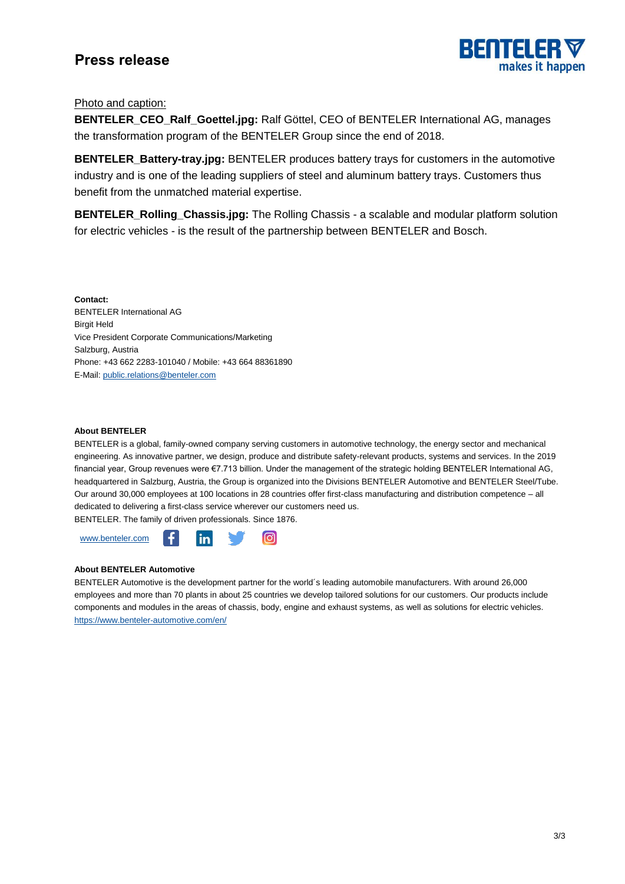Photo and caption:

**BENTELER_CEO_Ralf_Goettel.jpg:** Ralf Göttel, CEO of BENTELER International AG, manages the transformation program of the BENTELER Group since the end of 2018.

**BENTELER_Battery-tray.jpg:** BENTELER produces battery trays for customers in the automotive industry and is one of the leading suppliers of steel and aluminum battery trays. Customers thus benefit from the unmatched material expertise.

**BENTELER_Rolling_Chassis.jpg:** The Rolling Chassis - a scalable and modular platform solution for electric vehicles - is the result of the partnership between BENTELER and Bosch.

**Contact:**
BENTELER International AG
Birgit Held
Vice President Corporate Communications/Marketing
Salzburg, Austria
Phone: +43 662 2283-101040 / Mobile: +43 664 88361890
E-Mail: public.relations@benteler.com

**About BENTELER**

BENTELER is a global, family-owned company serving customers in automotive technology, the energy sector and mechanical engineering. As innovative partner, we design, produce and distribute safety-relevant products, systems and services. In the 2019 financial year, Group revenues were €7.713 billion. Under the management of the strategic holding BENTELER International AG, headquartered in Salzburg, Austria, the Group is organized into the Divisions BENTELER Automotive and BENTELER Steel/Tube. Our around 30,000 employees at 100 locations in 28 countries offer first-class manufacturing and distribution competence – all dedicated to delivering a first-class service wherever our customers need us.
BENTELER. The family of driven professionals. Since 1876.

www.benteler.com

**About BENTELER Automotive**

BENTELER Automotive is the development partner for the world´s leading automobile manufacturers. With around 26,000 employees and more than 70 plants in about 25 countries we develop tailored solutions for our customers. Our products include components and modules in the areas of chassis, body, engine and exhaust systems, as well as solutions for electric vehicles.
https://www.benteler-automotive.com/en/